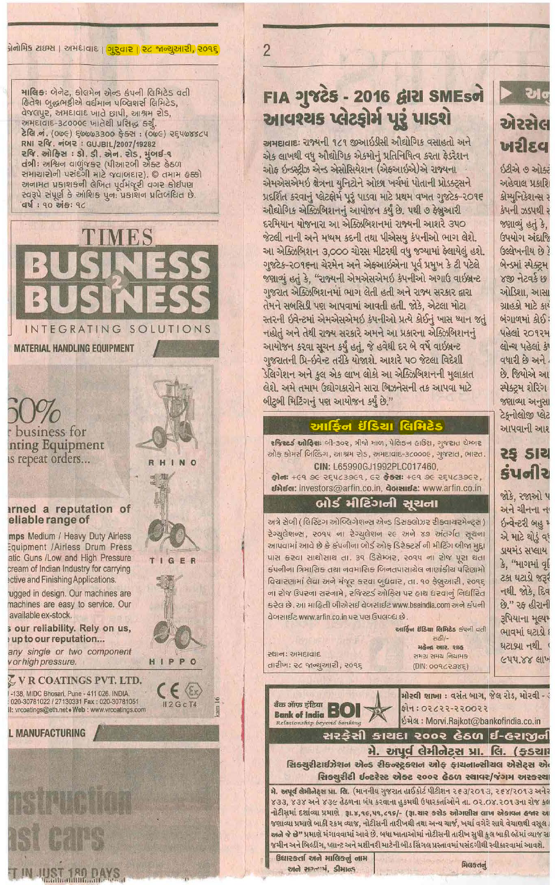માલિકઃ બેનેટ, કોલમેન એન્ડ કંપની લિમિટેડ વતી હિતેશ બુદ્ધભટ્ટીએ વર્ધમાન પબ્લિશર્સ લિમિટેડ, વેજલપુર, અમદાવાદ ખાતે છાપી, આશ્રમ રોડ, અમદાવાદ-૩૮૦૦૦૯ ખાતેથી પ્રસિદ્ધ કર્યું. ટેલિ.નં. (૦૭૯) ૬૭૭૭૩૩૦૦ ફેક્સ : (૦૭૯) ૨૬૫૭૭૪૮૫ RNI રજિ. નંબર : GUJBIL/2007/19282 રજિ. ઓફિસ : ડો. ડી. એન. રોડ, મુંબઈ-૧ તંત્રીઃ અશ્વિન વાળુંજકર (પીઆરબી એક્ટ હેઠળ સમાચારોની પસંદગી માટે જવાબદાર). © તમામ હક્કો અનામત પ્રકાશકની લેખિત પૂર્વમંજૂરી વગર કોઈપણ સ્વરૂપે સંપૂર્ણ કે આંશિક પુનઃ પ્રકાશન પ્રતિબંધિત છે. વર્ષ : ૧૦ અંકઃ ૧૮

TIMES BUSINESS 2 BUSINESS

INTEGRATING SOLUTIONS

MATERIAL HANDLING EQUIPMENT

...0% ...r business for ...nting Equipment ...s repeat orders...

...arned a reputation of ...eliable range of ...mps Medium / Heavy Duty Airless ...quipment /Airless Drum Press ...atic Guns /Low and High Pressure ...cream of Indian Industry for carrying ...ective and Finishing Applications.

...ugged in design. Our machines are ...machines are easy to service. Our ...available ex-stock.

...s our reliability. Rely on us, ...up to our reputation...

...any single or two component ...or high pressure.

RHINO TIGER HIPPO

V R COATINGS PVT. LTD. ...-138, MIDC Bhosari, Pune - 411 026. INDIA. ...020-30781022 / 27130331 Fax : 020-30781051 ...il: vrcoatings@eth.net • Web : www.vrcoatings.com

...L MANUFACTURING

...nstruction ...ast cars

...T IN JUST 180 DAYS

# FIA ગુજટેક - 2016 દ્વારા SMEsને આવશ્યક પ્લેટફોર્મ પૂરું પાડશે

અમદાવાદઃ રાજ્યની ૧૮૧ જીઆઈડીસી ઔદ્યોગિક વસાહતો અને એક લાખથી વધુ ઔદ્યોગિક એકમોનું પ્રતિનિધિત્વ કરતા ફેડરેશન ઓફ ઇન્ડસ્ટ્રીઝ એન્ડ એસોસિયેશન (એફઆઈએ)એ રાજ્યના એમએસએમઈ ક્ષેત્રના યુનિટોને ઓછા ખર્ચમાં પોતાની પ્રોડક્ટ્સને પ્રદર્શિત કરવાનું પ્લેટફોર્મ પૂરું પાડવા માટે પ્રથમ વખત ગુજટેક-૨૦૧૬ ઔદ્યોગિક એક્ઝિબિશનનું આયોજન કર્યું છે. પથી ૭ ફેબ્રુઆરી દરમિયાન યોજનારા આ એક્ઝિબિશનમાં રાજ્યની આશરે ૩૫૦ જેટલી નાની અને મધ્યમ કદની તથા પીએસયુ કંપનીઓ ભાગ લેશે. આ એક્ઝિબિશન ૩,૦૦૦ ચોરસ મીટરથી વધુ જગ્યામાં ફેલાયેલું હશે. ગુજટેક-૨૦૧૬ના ચેરમેન અને એફઆઈએના પૂર્વ પ્રમુખ કે ટી પટેલે જણાવ્યું હતું કે, "રાજ્યની એમએસએમઈ કંપનીઓ અગાઉ વાઇબ્રન્ટ ગુજરાત એક્ઝિબિશનમાં ભાગ લેતી હતી અને રાજ્ય સરકાર દ્વારા તેમને સબસિડી પણ આપવામાં આવતી હતી. જોકે, એટલા મોટા સ્તરની ઈવેન્ટમાં એમએસએમઈ કંપનીઓ પ્રત્યે કોઈનું ખાસ ધ્યાન જતું નહોતું અને તેથી રાજ્ય સરકારે અમને આ પ્રકારના એક્ઝિબિશનનું આયોજન કરવા સૂચન કર્યું હતું, જે હવેથી દર બે વર્ષે વાઇબ્રન્ટ ગુજરાતની પ્રિ-ઈવેન્ટ તરીકે યોજાશે. આશરે ૫૦ જેટલા વિદેશી ડેલિગેશન અને કુલ એક લાખ લોકો આ એક્ઝિબિશનની મુલાકાત લેશે. અમે તમામ ઉદ્યોગકારોને સારા બિઝનેસની તક આપવા માટે બીટુબી મિટિંગનું પણ આયોજન કર્યું છે."

## આર્ફિન ઈંડિયા લિમિટેડ

**રજિસ્ટર્ડ ઓફિસઃ** બી-૩૦૨, ત્રીજો માળ, પેલિકન હાઉસ, ગુજરાત ચેમ્બર ઓફ કોમર્સ બિલ્ડિંગ, આશ્રમ રોડ, અમદાવાદ-૩૮૦૦૦૯, ગુજરાત, ભારત.

CIN: L65990GJ1992PLC017460,

**ફોનઃ** +૯૧ ૭૯ ૨૬૫૮૩૭૯૧, ૯૨ **ફેક્સઃ** +૯૧ ૭૯ ૨૬૫૮૩૭૯૨,

**ઈમેઈલ:** investors@arfin.co.in, **વેબસાઈટઃ** www.arfin.co.in

## બોર્ડ મીટિંગની સૂચના

અત્રે સેબી (લિસ્ટિંગ ઓબ્લિગેશન્સ એન્ડ ડિસ્ક્લોઝર રીક્વાયરમેન્ટ્સ) રેગ્યુલેશન્સ, ૨૦૧૫ ના રેગ્યુલેશન ૨૯ અને ૪૭ અંતર્ગત સૂચના આપવામાં આવે છે કે કંપનીના બોર્ડ ઓફ ડિરેક્ટર્સ ની મીટિંગ બીજા મુદ્દા પાસ કરવા સાથોસાથ તા. ૩૧ ડિસેમ્બર, ૨૦૧૫ ના રોજ પૂરા થતા કંપનીના ત્રિમાસિક તથા નવમાસિક બિનતપાસાયેલ નાણાંકીય પરિણામો વિચારણામાં લેવા અને મંજૂર કરવા બુધવાર, તા. ૧૦ ફેબ્રુઆરી, ૨૦૧૬ ના રોજ ઉપરના સરનામે, રજિસ્ટર્ડ ઓફિસ પર હાથ ધરવાનું નિર્ધારિત કરેલ છે. આ માહિતી બીએસઈ વેબસાઈટ www.bseindia.com અને કંપની વેબસાઈટ www.arfin.co.in પર પણ ઉપલબ્ધ છે.

સ્થાનઃ અમદાવાદ
તારીખ: ૨૮ જાન્યુઆરી, ૨૦૧૬

આર્ફિન ઈંડિયા લિમિટેડ કંપની વતી
સહી/-
મહેન્દ્ર આર. શાહ
સમગ્ર સમય નિયામક
(DIN: ૦૦૧૮૨૭૪૬)

એરસેલ ... ખરીદવ...

ઈટીએ ૭ ઓક્ટો... અહેવાલ પ્રકાશિ... કોમ્યુનિકેશન્સ ... કંપની ઝડપથી ... જણાવ્યું હતું કે, ... ઉપયોગ અંદાજિ... ઉલ્લેખનીય છે કે... બેન્ડમાં સ્પેક્ટ્રમ ... ૪જી નેટવર્ક છે ... ઓડિશા, આસા... ગ્રાહકો માટે કાર્ય... બંગાળમાં કોઈ ... પહેલાં ૨૦૧૨મ... લોન્ચ પહેલાં કં... વધારી છે અને ... છે. જિયોએ આ... સ્પેક્ટ્રમ શેરિંગ ... જણાવ્યા અનુસા... ટેક્નોલોજી પ્લેટ... આપવાની આશ...

રફ ડાય... કંપની...

જોકે, રજાઓ ... અને ચીનના ન... ઇન્વેન્ટરી બહુ ... એ માટે થોડું વધુ... ડાયમંડ સપ્લાય ... કે, "માગમાં વૃ... ટકા ઘટાડો જરૂ... નથી. જોકે, દિવ... છે." રફ હીરાની... રૂપિયાના મૂલ્યમ... ભાવમાં ઘટાડો ... ઘટાડ્યા નથી. ... ૯૫૫.૪૪ લાખ...

બેંક ઑફ ઇંડિયા BOI Bank of India Relationship beyond banking

મોરવી શાખા : વસંત બાગ, જેલ રોડ, મોરવી - ...
ફોન : ૦૨૮૨૨-૨૨૦૦૨૨
ઈમેલ : Morvi.Rajkot@bankofindia.co.in

## સરફેસી કાયદા ૨૦૦૨ હેઠળ ઈ-હરાજીની...

## મે. અપૂર્વ લેમીનેટ્સ પ્રા. લિ. (ફડચામ...)

### સિક્યુરીટાઈઝેશન એન્ડ રીકન્સ્ટ્રક્શન ઓફ ફાયનાન્સીયલ એસેટ્સ એ... સિક્યુરીટી ઇન્ટરેસ્ટ એક્ટ ૨૦૦૨ હેઠળ સ્થાવર/જંગમ અસ્ક્યા...

મે. અપૂર્વ લેમીનેટ્સ પ્રા. લિ. (માનનીય ગુજરાત હાઈકોર્ટ પીટીશન ૨૬૩/૨૦૧૩, ૨૬૪/૨૦૧૩ અને ... ૪૩૩, ૪૩૪ અને ૪૩૯ હેઠળના બંધ કરવાના હુકમથી ઉધારકર્તાઓને તા. ૦૨.૦૪.૨૦૧૩ના રોજ ક... નોટીસમાં દર્શાવ્યા પ્રમાણે રૂા.૪,૧૬,૫૫,૯૧૬/- (રૂા.ચાર કરોડ ઓગણીસ લાખ એકાવન હજાર ... જણાવ્યા પ્રમાણે બાકી રકમ વ્યાજ, નોટીસની તારીખથી તથા અન્ય ચાર્જ, ખર્ચા વગેરે સાથે વેચાણથી વસૂલ ... અને જે છે" પ્રમાણે મંગાવવામાં આવે છે. બધા ખાતાઓમાં નોટીસની તારીખ સુધી કુલ બાકી લ્હેણાં વ્યાજ સા... જમીન અને બિલ્ડીંગ, પ્લાન્ટ અને મશીનરી માટેની બીડ સિંગલ પ્રસ્તાવમાં પસંદગીથી સ્વીકારવામાં આવશે.

ઉધારકર્તા અને માલિકનું નામ અને સરનામું, ડીમાન્ડ ... મિલકતનું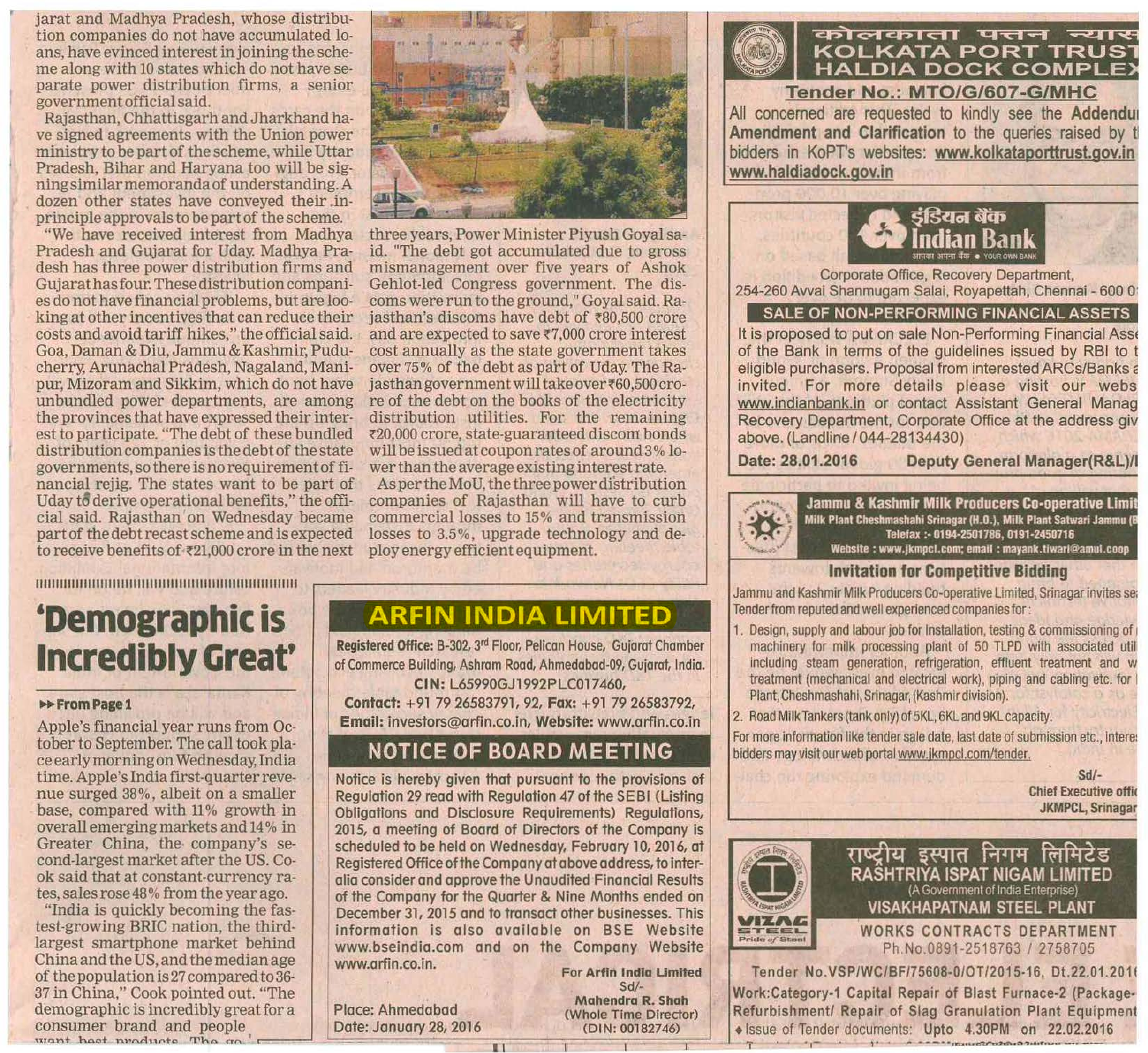jarat and Madhya Pradesh, whose distribution companies do not have accumulated loans, have evinced interest in joining the scheme along with 10 states which do not have separate power distribution firms, a senior government official said.

Rajasthan, Chhattisgarh and Jharkhand have signed agreements with the Union power ministry to be part of the scheme, while Uttar Pradesh, Bihar and Haryana too will be signing similar memoranda of understanding. A dozen other states have conveyed their in-principle approvals to be part of the scheme.

"We have received interest from Madhya Pradesh and Gujarat for Uday. Madhya Pradesh has three power distribution firms and Gujarat has four. These distribution companies do not have financial problems, but are looking at other incentives that can reduce their costs and avoid tariff hikes," the official said. Goa, Daman & Diu, Jammu & Kashmir, Puducherry, Arunachal Pradesh, Nagaland, Manipur, Mizoram and Sikkim, which do not have unbundled power departments, are among the provinces that have expressed their interest to participate. "The debt of these bundled distribution companies is the debt of the state governments, so there is no requirement of financial rejig. The states want to be part of Uday to derive operational benefits," the official said. Rajasthan on Wednesday became part of the debt recast scheme and is expected to receive benefits of ₹21,000 crore in the next three years, Power Minister Piyush Goyal said. "The debt got accumulated due to gross mismanagement over five years of Ashok Gehlot-led Congress government. The discoms were run to the ground," Goyal said. Rajasthan's discoms have debt of ₹80,500 crore and are expected to save ₹7,000 crore interest cost annually as the state government takes over 75% of the debt as part of Uday. The Rajasthan government will take over ₹60,500 crore of the debt on the books of the electricity distribution utilities. For the remaining ₹20,000 crore, state-guaranteed discom bonds will be issued at coupon rates of around 3% lower than the average existing interest rate.

As per the MoU, the three power distribution companies of Rajasthan will have to curb commercial losses to 15% and transmission losses to 3.5%, upgrade technology and deploy energy efficient equipment.

# 'Demographic is Incredibly Great'

▸▸ From Page 1

Apple's financial year runs from October to September. The call took place early morning on Wednesday, India time. Apple's India first-quarter revenue surged 38%, albeit on a smaller base, compared with 11% growth in overall emerging markets and 14% in Greater China, the company's second-largest market after the US. Cook said that at constant-currency rates, sales rose 48% from the year ago.

"India is quickly becoming the fastest-growing BRIC nation, the third-largest smartphone market behind China and the US, and the median age of the population is 27 compared to 36-37 in China," Cook pointed out. "The demographic is incredibly great for a consumer brand and people want best products. The go...

## ARFIN INDIA LIMITED

**Registered Office:** B-302, 3rd Floor, Pelican House, Gujarat Chamber of Commerce Building, Ashram Road, Ahmedabad-09, Gujarat, India.
**CIN:** L65990GJ1992PLC017460,
**Contact:** +91 79 26583791, 92, **Fax:** +91 79 26583792,
**Email:** investors@arfin.co.in, **Website:** www.arfin.co.in

### NOTICE OF BOARD MEETING

Notice is hereby given that pursuant to the provisions of Regulation 29 read with Regulation 47 of the SEBI (Listing Obligations and Disclosure Requirements) Regulations, 2015, a meeting of Board of Directors of the Company is scheduled to be held on Wednesday, February 10, 2016, at Registered Office of the Company at above address, to inter-alia consider and approve the Unaudited Financial Results of the Company for the Quarter & Nine Months ended on December 31, 2015 and to transact other businesses. This information is also available on BSE Website www.bseindia.com and on the Company Website www.arfin.co.in.

Place: Ahmedabad
Date: January 28, 2016

**For Arfin India Limited**
Sd/-
**Mahendra R. Shah**
(Whole Time Director)
(DIN: 00182746)

## कोलकाता पत्तन न्यास
## KOLKATA PORT TRUST
## HALDIA DOCK COMPLEX

**Tender No.: MTO/G/607-G/MHC**

All concerned are requested to kindly see the **Addendum, Amendment and Clarification** to the queries raised by the bidders in KoPT's websites: **www.kolkataporttrust.gov.in** **www.haldiadock.gov.in**

## इंडियन बैंक
## Indian Bank

आपका अपना बैंक • YOUR OWN BANK

Corporate Office, Recovery Department,
254-260 Avvai Shanmugam Salai, Royapettah, Chennai - 600 0...

### SALE OF NON-PERFORMING FINANCIAL ASSETS

It is proposed to put on sale Non-Performing Financial Asse... of the Bank in terms of the guidelines issued by RBI to t... eligible purchasers. Proposal from interested ARCs/Banks a... invited. For more details please visit our webs... www.indianbank.in or contact Assistant General Manag... Recovery Department, Corporate Office at the address giv... above. (Landline / 044-28134430)

**Date: 28.01.2016** **Deputy General Manager(R&L)/I...**

## Jammu & Kashmir Milk Producers Co-operative Limit...

**Milk Plant Cheshmashahi Srinagar (H.O.), Milk Plant Satwari Jammu (B...**
**Telefax :- 0194-2501786, 0191-2450716**
**Website : www.jkmpcl.com; email : mayank.tiwari@amul.coop**

### Invitation for Competitive Bidding

Jammu and Kashmir Milk Producers Co-operative Limited, Srinagar invites sea... Tender from reputed and well experienced companies for:

1. Design, supply and labour job for Installation, testing & commissioning of ... machinery for milk processing plant of 50 TLPD with associated util... including steam generation, refrigeration, effluent treatment and w... treatment (mechanical and electrical work), piping and cabling etc. for ... Plant, Cheshmashahi, Srinagar, (Kashmir division).
2. Road Milk Tankers (tank only) of 5KL, 6KL and 9KL capacity.

For more information like tender sale date, last date of submission etc., interes... bidders may visit our web portal www.jkmpcl.com/tender.

Sd/-
**Chief Executive offic...**
**JKMPCL, Srinagar**

## राष्ट्रीय इस्पात निगम लिमिटेड
## RASHTRIYA ISPAT NIGAM LIMITED

(A Government of India Enterprise)

### VISAKHAPATNAM STEEL PLANT

**WORKS CONTRACTS DEPARTMENT**
Ph.No.0891-2518763 / 2758705

Tender No.VSP/WC/BF/75608-0/OT/2015-16, Dt.22.01.201...
Work:Category-1 Capital Repair of Blast Furnace-2 (Package-... Refurbishment/ Repair of Slag Granulation Plant Equipment...
♦ Issue of Tender documents: Upto 4.30PM on 22.02.2016